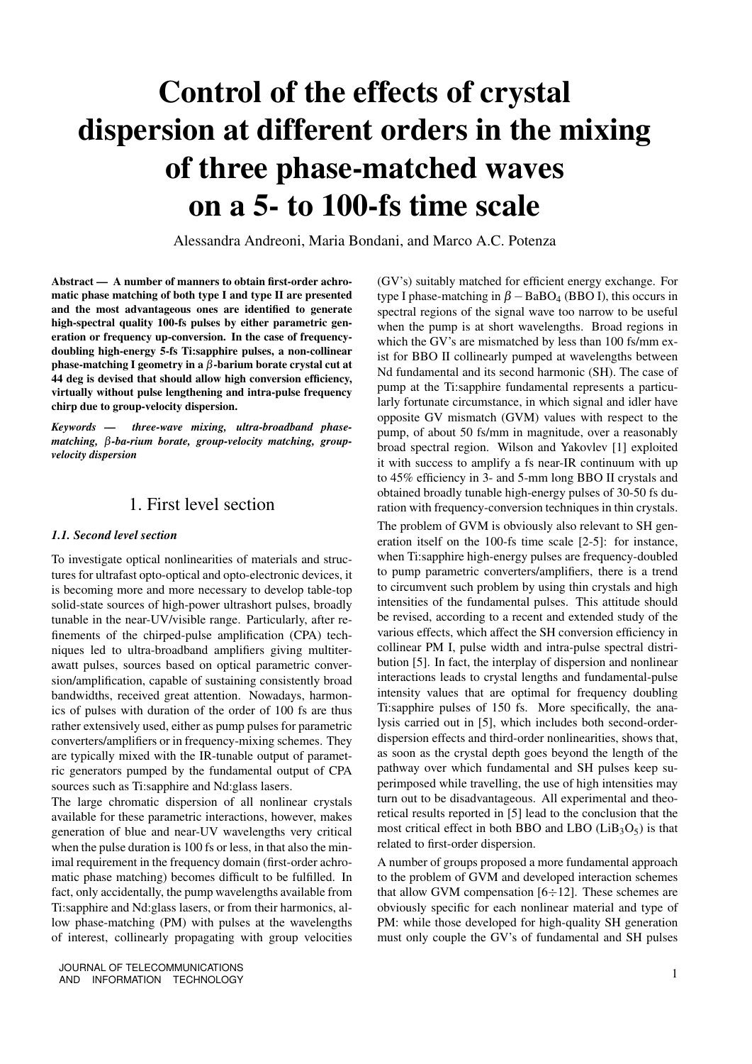# Control of the effects of crystal dispersion at different orders in the mixing of three phase-matched waves on a 5- to 100-fs time scale

Alessandra Andreoni, Maria Bondani, and Marco A.C. Potenza

**Abstract — A number of manners to obtain first-order achromatic phase matching of both type I and type II are presented and the most advantageous ones are identified to generate high-spectral quality 100-fs pulses by either parametric generation or frequency up-conversion. In the case of frequency-doubling high-energy 5-fs Ti:sapphire pulses, a non-collinear phase-matching I geometry in a $\beta$-barium borate crystal cut at 44 deg is devised that should allow high conversion efficiency, virtually without pulse lengthening and intra-pulse frequency chirp due to group-velocity dispersion.**

***Keywords — three-wave mixing, ultra-broadband phase-matching, $\beta$-ba-rium borate, group-velocity matching, group-velocity dispersion***

## 1. First level section

### 1.1. Second level section

To investigate optical nonlinearities of materials and structures for ultrafast opto-optical and opto-electronic devices, it is becoming more and more necessary to develop table-top solid-state sources of high-power ultrashort pulses, broadly tunable in the near-UV/visible range. Particularly, after refinements of the chirped-pulse amplification (CPA) techniques led to ultra-broadband amplifiers giving multiterawatt pulses, sources based on optical parametric conversion/amplification, capable of sustaining consistently broad bandwidths, received great attention. Nowadays, harmonics of pulses with duration of the order of 100 fs are thus rather extensively used, either as pump pulses for parametric converters/amplifiers or in frequency-mixing schemes. They are typically mixed with the IR-tunable output of parametric generators pumped by the fundamental output of CPA sources such as Ti:sapphire and Nd:glass lasers.

The large chromatic dispersion of all nonlinear crystals available for these parametric interactions, however, makes generation of blue and near-UV wavelengths very critical when the pulse duration is 100 fs or less, in that also the minimal requirement in the frequency domain (first-order achromatic phase matching) becomes difficult to be fulfilled. In fact, only accidentally, the pump wavelengths available from Ti:sapphire and Nd:glass lasers, or from their harmonics, allow phase-matching (PM) with pulses at the wavelengths of interest, collinearly propagating with group velocities (GV's) suitably matched for efficient energy exchange. For type I phase-matching in $\beta-BaBO_4$ (BBO I), this occurs in spectral regions of the signal wave too narrow to be useful when the pump is at short wavelengths. Broad regions in which the GV's are mismatched by less than 100 fs/mm exist for BBO II collinearly pumped at wavelengths between Nd fundamental and its second harmonic (SH). The case of pump at the Ti:sapphire fundamental represents a particularly fortunate circumstance, in which signal and idler have opposite GV mismatch (GVM) values with respect to the pump, of about 50 fs/mm in magnitude, over a reasonably broad spectral region. Wilson and Yakovlev [1] exploited it with success to amplify a fs near-IR continuum with up to 45% efficiency in 3- and 5-mm long BBO II crystals and obtained broadly tunable high-energy pulses of 30-50 fs duration with frequency-conversion techniques in thin crystals.

The problem of GVM is obviously also relevant to SH generation itself on the 100-fs time scale [2-5]: for instance, when Ti:sapphire high-energy pulses are frequency-doubled to pump parametric converters/amplifiers, there is a trend to circumvent such problem by using thin crystals and high intensities of the fundamental pulses. This attitude should be revised, according to a recent and extended study of the various effects, which affect the SH conversion efficiency in collinear PM I, pulse width and intra-pulse spectral distribution [5]. In fact, the interplay of dispersion and nonlinear interactions leads to crystal lengths and fundamental-pulse intensity values that are optimal for frequency doubling Ti:sapphire pulses of 150 fs. More specifically, the analysis carried out in [5], which includes both second-order-dispersion effects and third-order nonlinearities, shows that, as soon as the crystal depth goes beyond the length of the pathway over which fundamental and SH pulses keep superimposed while travelling, the use of high intensities may turn out to be disadvantageous. All experimental and theoretical results reported in [5] lead to the conclusion that the most critical effect in both BBO and LBO ($LiB_3O_5$) is that related to first-order dispersion.

A number of groups proposed a more fundamental approach to the problem of GVM and developed interaction schemes that allow GVM compensation [6÷12]. These schemes are obviously specific for each nonlinear material and type of PM: while those developed for high-quality SH generation must only couple the GV's of fundamental and SH pulses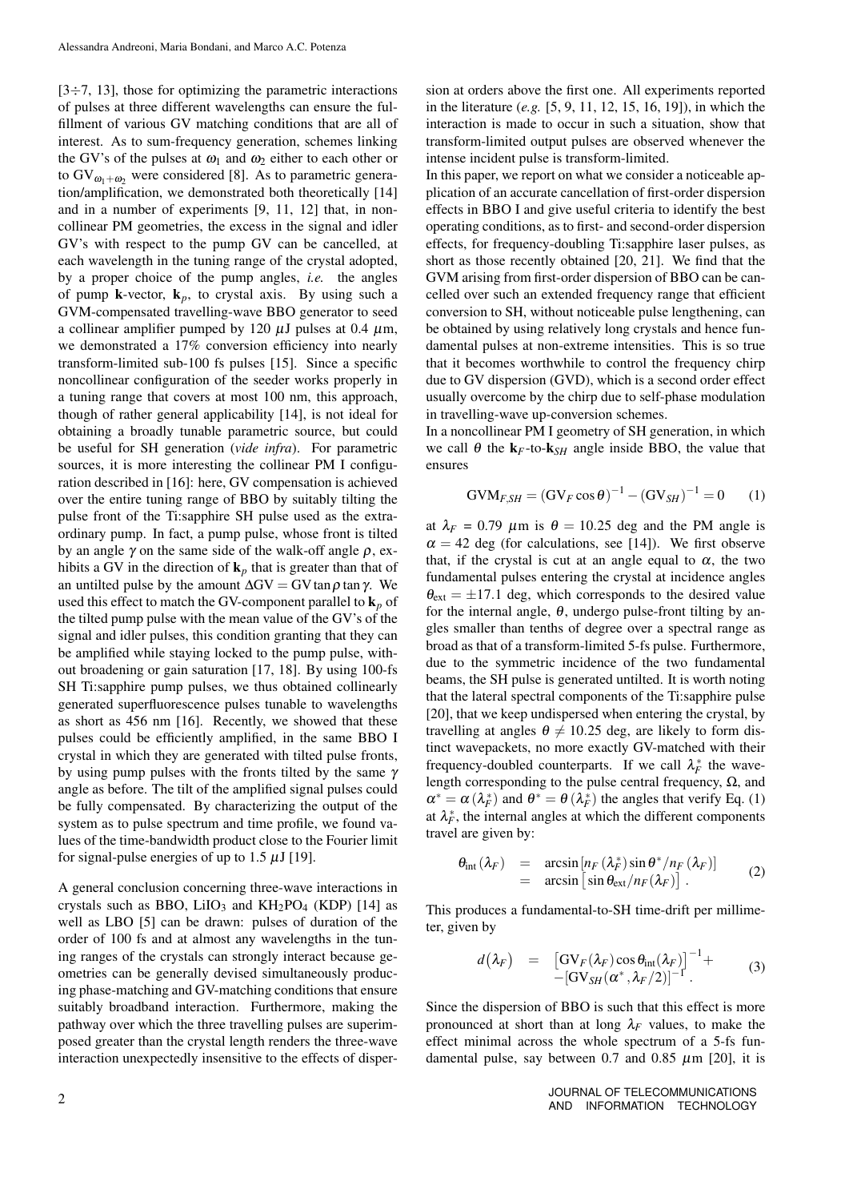[3÷7, 13], those for optimizing the parametric interactions of pulses at three different wavelengths can ensure the fulfillment of various GV matching conditions that are all of interest. As to sum-frequency generation, schemes linking the GV's of the pulses at $\omega_1$ and $\omega_2$ either to each other or to $\mathrm{GV}_{\omega_1+\omega_2}$ were considered [8]. As to parametric generation/amplification, we demonstrated both theoretically [14] and in a number of experiments [9, 11, 12] that, in noncollinear PM geometries, the excess in the signal and idler GV's with respect to the pump GV can be cancelled, at each wavelength in the tuning range of the crystal adopted, by a proper choice of the pump angles, *i.e.* the angles of pump **k**-vector, $\mathbf{k}_p$, to crystal axis. By using such a GVM-compensated travelling-wave BBO generator to seed a collinear amplifier pumped by 120 $\mu$J pulses at 0.4 $\mu$m, we demonstrated a 17% conversion efficiency into nearly transform-limited sub-100 fs pulses [15]. Since a specific noncollinear configuration of the seeder works properly in a tuning range that covers at most 100 nm, this approach, though of rather general applicability [14], is not ideal for obtaining a broadly tunable parametric source, but could be useful for SH generation (*vide infra*). For parametric sources, it is more interesting the collinear PM I configuration described in [16]: here, GV compensation is achieved over the entire tuning range of BBO by suitably tilting the pulse front of the Ti:sapphire SH pulse used as the extraordinary pump. In fact, a pump pulse, whose front is tilted by an angle $\gamma$ on the same side of the walk-off angle $\rho$, exhibits a GV in the direction of $\mathbf{k}_p$ that is greater than that of an untilted pulse by the amount $\Delta\mathrm{GV} = \mathrm{GV}\tan\rho\tan\gamma$. We used this effect to match the GV-component parallel to $\mathbf{k}_p$ of the tilted pump pulse with the mean value of the GV's of the signal and idler pulses, this condition granting that they can be amplified while staying locked to the pump pulse, without broadening or gain saturation [17, 18]. By using 100-fs SH Ti:sapphire pump pulses, we thus obtained collinearly generated superfluorescence pulses tunable to wavelengths as short as 456 nm [16]. Recently, we showed that these pulses could be efficiently amplified, in the same BBO I crystal in which they are generated with tilted pulse fronts, by using pump pulses with the fronts tilted by the same $\gamma$ angle as before. The tilt of the amplified signal pulses could be fully compensated. By characterizing the output of the system as to pulse spectrum and time profile, we found values of the time-bandwidth product close to the Fourier limit for signal-pulse energies of up to 1.5 $\mu$J [19].

A general conclusion concerning three-wave interactions in crystals such as BBO, $\mathrm{LiIO_3}$ and $\mathrm{KH_2PO_4}$ (KDP) [14] as well as LBO [5] can be drawn: pulses of duration of the order of 100 fs and at almost any wavelengths in the tuning ranges of the crystals can strongly interact because geometries can be generally devised simultaneously producing phase-matching and GV-matching conditions that ensure suitably broadband interaction. Furthermore, making the pathway over which the three travelling pulses are superimposed greater than the crystal length renders the three-wave interaction unexpectedly insensitive to the effects of dispersion at orders above the first one. All experiments reported in the literature (*e.g.* [5, 9, 11, 12, 15, 16, 19]), in which the interaction is made to occur in such a situation, show that transform-limited output pulses are observed whenever the intense incident pulse is transform-limited.

In this paper, we report on what we consider a noticeable application of an accurate cancellation of first-order dispersion effects in BBO I and give useful criteria to identify the best operating conditions, as to first- and second-order dispersion effects, for frequency-doubling Ti:sapphire laser pulses, as short as those recently obtained [20, 21]. We find that the GVM arising from first-order dispersion of BBO can be cancelled over such an extended frequency range that efficient conversion to SH, without noticeable pulse lengthening, can be obtained by using relatively long crystals and hence fundamental pulses at non-extreme intensities. This is so true that it becomes worthwhile to control the frequency chirp due to GV dispersion (GVD), which is a second order effect usually overcome by the chirp due to self-phase modulation in travelling-wave up-conversion schemes.

In a noncollinear PM I geometry of SH generation, in which we call $\theta$ the $\mathbf{k}_F$-to-$\mathbf{k}_{SH}$ angle inside BBO, the value that ensures

$$\mathrm{GVM}_{F,SH} = (\mathrm{GV}_F \cos\theta)^{-1} - (\mathrm{GV}_{SH})^{-1} = 0 \qquad (1)$$

at $\lambda_F = 0.79$ $\mu$m is $\theta = 10.25$ deg and the PM angle is $\alpha = 42$ deg (for calculations, see [14]). We first observe that, if the crystal is cut at an angle equal to $\alpha$, the two fundamental pulses entering the crystal at incidence angles $\theta_{\mathrm{ext}} = \pm 17.1$ deg, which corresponds to the desired value for the internal angle, $\theta$, undergo pulse-front tilting by angles smaller than tenths of degree over a spectral range as broad as that of a transform-limited 5-fs pulse. Furthermore, due to the symmetric incidence of the two fundamental beams, the SH pulse is generated untilted. It is worth noting that the lateral spectral components of the Ti:sapphire pulse [20], that we keep undispersed when entering the crystal, by travelling at angles $\theta \neq 10.25$ deg, are likely to form distinct wavepackets, no more exactly GV-matched with their frequency-doubled counterparts. If we call $\lambda_F^*$ the wavelength corresponding to the pulse central frequency, $\Omega$, and $\alpha^* = \alpha(\lambda_F^*)$ and $\theta^* = \theta(\lambda_F^*)$ the angles that verify Eq. (1) at $\lambda_F^*$, the internal angles at which the different components travel are given by:

$$\begin{aligned} \theta_{\mathrm{int}}(\lambda_F) &= \arcsin\left[n_F(\lambda_F^*)\sin\theta^*/n_F(\lambda_F)\right] \\ &= \arcsin\left[\sin\theta_{\mathrm{ext}}/n_F(\lambda_F)\right]. \end{aligned} \qquad (2)$$

This produces a fundamental-to-SH time-drift per millimeter, given by

$$\begin{aligned} d(\lambda_F) &= \left[\mathrm{GV}_F(\lambda_F)\cos\theta_{\mathrm{int}}(\lambda_F)\right]^{-1} + \\ &\quad -\left[\mathrm{GV}_{SH}(\alpha^*, \lambda_F/2)\right]^{-1}. \end{aligned} \qquad (3)$$

Since the dispersion of BBO is such that this effect is more pronounced at short than at long $\lambda_F$ values, to make the effect minimal across the whole spectrum of a 5-fs fundamental pulse, say between 0.7 and 0.85 $\mu$m [20], it is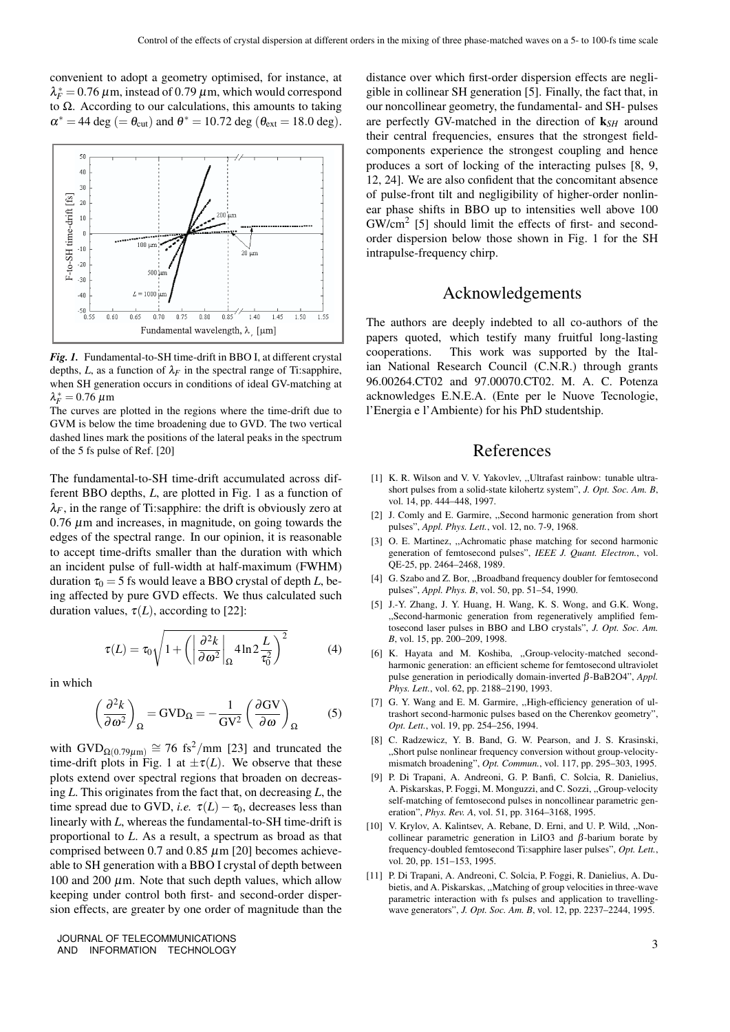convenient to adopt a geometry optimised, for instance, at $\lambda_F^* = 0.76\ \mu$m, instead of 0.79 $\mu$m, which would correspond to $\Omega$. According to our calculations, this amounts to taking $\alpha^* = 44$ deg ($= \theta_{\rm cut}$) and $\theta^* = 10.72$ deg ($\theta_{\rm ext} = 18.0$ deg).

***Fig. 1.*** Fundamental-to-SH time-drift in BBO I, at different crystal depths, $L$, as a function of $\lambda_F$ in the spectral range of Ti:sapphire, when SH generation occurs in conditions of ideal GV-matching at $\lambda_F^* = 0.76\ \mu$m

The curves are plotted in the regions where the time-drift due to GVM is below the time broadening due to GVD. The two vertical dashed lines mark the positions of the lateral peaks in the spectrum of the 5 fs pulse of Ref. [20]

The fundamental-to-SH time-drift accumulated across different BBO depths, $L$, are plotted in Fig. 1 as a function of $\lambda_F$, in the range of Ti:sapphire: the drift is obviously zero at 0.76 $\mu$m and increases, in magnitude, on going towards the edges of the spectral range. In our opinion, it is reasonable to accept time-drifts smaller than the duration with which an incident pulse of full-width at half-maximum (FWHM) duration $\tau_0 = 5$ fs would leave a BBO crystal of depth $L$, being affected by pure GVD effects. We thus calculated such duration values, $\tau(L)$, according to [22]:

$$\tau(L) = \tau_0 \sqrt{1 + \left( \left| \frac{\partial^2 k}{\partial \omega^2} \right|_\Omega 4 \ln 2 \frac{L}{\tau_0^2} \right)^2} \tag{4}$$

in which

$$\left( \frac{\partial^2 k}{\partial \omega^2} \right)_\Omega = {\rm GVD}_\Omega = -\frac{1}{{\rm GV}^2} \left( \frac{\partial {\rm GV}}{\partial \omega} \right)_\Omega \tag{5}$$

with ${\rm GVD}_{\Omega(0.79\mu{\rm m})} \cong 76$ fs$^2$/mm [23] and truncated the time-drift plots in Fig. 1 at $\pm\tau(L)$. We observe that these plots extend over spectral regions that broaden on decreasing $L$. This originates from the fact that, on decreasing $L$, the time spread due to GVD, *i.e.* $\tau(L) - \tau_0$, decreases less than linearly with $L$, whereas the fundamental-to-SH time-drift is proportional to $L$. As a result, a spectrum as broad as that comprised between 0.7 and 0.85 $\mu$m [20] becomes achievable to SH generation with a BBO I crystal of depth between 100 and 200 $\mu$m. Note that such depth values, which allow keeping under control both first- and second-order dispersion effects, are greater by one order of magnitude than the distance over which first-order dispersion effects are negligible in collinear SH generation [5]. Finally, the fact that, in our noncollinear geometry, the fundamental- and SH- pulses are perfectly GV-matched in the direction of $\mathbf{k}_{SH}$ around their central frequencies, ensures that the strongest field-components experience the strongest coupling and hence produces a sort of locking of the interacting pulses [8, 9, 12, 24]. We are also confident that the concomitant absence of pulse-front tilt and negligibility of higher-order nonlinear phase shifts in BBO up to intensities well above 100 GW/cm$^2$ [5] should limit the effects of first- and second-order dispersion below those shown in Fig. 1 for the SH intrapulse-frequency chirp.

## Acknowledgements

The authors are deeply indebted to all co-authors of the papers quoted, which testify many fruitful long-lasting cooperations. This work was supported by the Italian National Research Council (C.N.R.) through grants 96.00264.CT02 and 97.00070.CT02. M. A. C. Potenza acknowledges E.N.E.A. (Ente per le Nuove Tecnologie, l'Energia e l'Ambiente) for his PhD studentship.

## References

[1] K. R. Wilson and V. V. Yakovlev, „Ultrafast rainbow: tunable ultrashort pulses from a solid-state kilohertz system", *J. Opt. Soc. Am. B*, vol. 14, pp. 444–448, 1997.

[2] J. Comly and E. Garmire, „Second harmonic generation from short pulses", *Appl. Phys. Lett.*, vol. 12, no. 7-9, 1968.

[3] O. E. Martinez, „Achromatic phase matching for second harmonic generation of femtosecond pulses", *IEEE J. Quant. Electron.*, vol. QE-25, pp. 2464–2468, 1989.

[4] G. Szabo and Z. Bor, „Broadband frequency doubler for femtosecond pulses", *Appl. Phys. B*, vol. 50, pp. 51–54, 1990.

[5] J.-Y. Zhang, J. Y. Huang, H. Wang, K. S. Wong, and G.K. Wong, „Second-harmonic generation from regeneratively amplified femtosecond laser pulses in BBO and LBO crystals", *J. Opt. Soc. Am. B*, vol. 15, pp. 200–209, 1998.

[6] K. Hayata and M. Koshiba, „Group-velocity-matched second-harmonic generation: an efficient scheme for femtosecond ultraviolet pulse generation in periodically domain-inverted $\beta$-BaB2O4", *Appl. Phys. Lett.*, vol. 62, pp. 2188–2190, 1993.

[7] G. Y. Wang and E. M. Garmire, „High-efficiency generation of ultrashort second-harmonic pulses based on the Cherenkov geometry", *Opt. Lett.*, vol. 19, pp. 254–256, 1994.

[8] C. Radzewicz, Y. B. Band, G. W. Pearson, and J. S. Krasinski, „Short pulse nonlinear frequency conversion without group-velocity-mismatch broadening", *Opt. Commun.*, vol. 117, pp. 295–303, 1995.

[9] P. Di Trapani, A. Andreoni, G. P. Banfi, C. Solcia, R. Danielius, A. Piskarskas, P. Foggi, M. Monguzzi, and C. Sozzi, „Group-velocity self-matching of femtosecond pulses in noncollinear parametric generation", *Phys. Rev. A*, vol. 51, pp. 3164–3168, 1995.

[10] V. Krylov, A. Kalintsev, A. Rebane, D. Erni, and U. P. Wild, „Noncollinear parametric generation in LiIO3 and $\beta$-barium borate by frequency-doubled femtosecond Ti:sapphire laser pulses", *Opt. Lett.*, vol. 20, pp. 151–153, 1995.

[11] P. Di Trapani, A. Andreoni, C. Solcia, P. Foggi, R. Danielius, A. Dubietis, and A. Piskarskas, „Matching of group velocities in three-wave parametric interaction with fs pulses and application to travelling-wave generators", *J. Opt. Soc. Am. B*, vol. 12, pp. 2237–2244, 1995.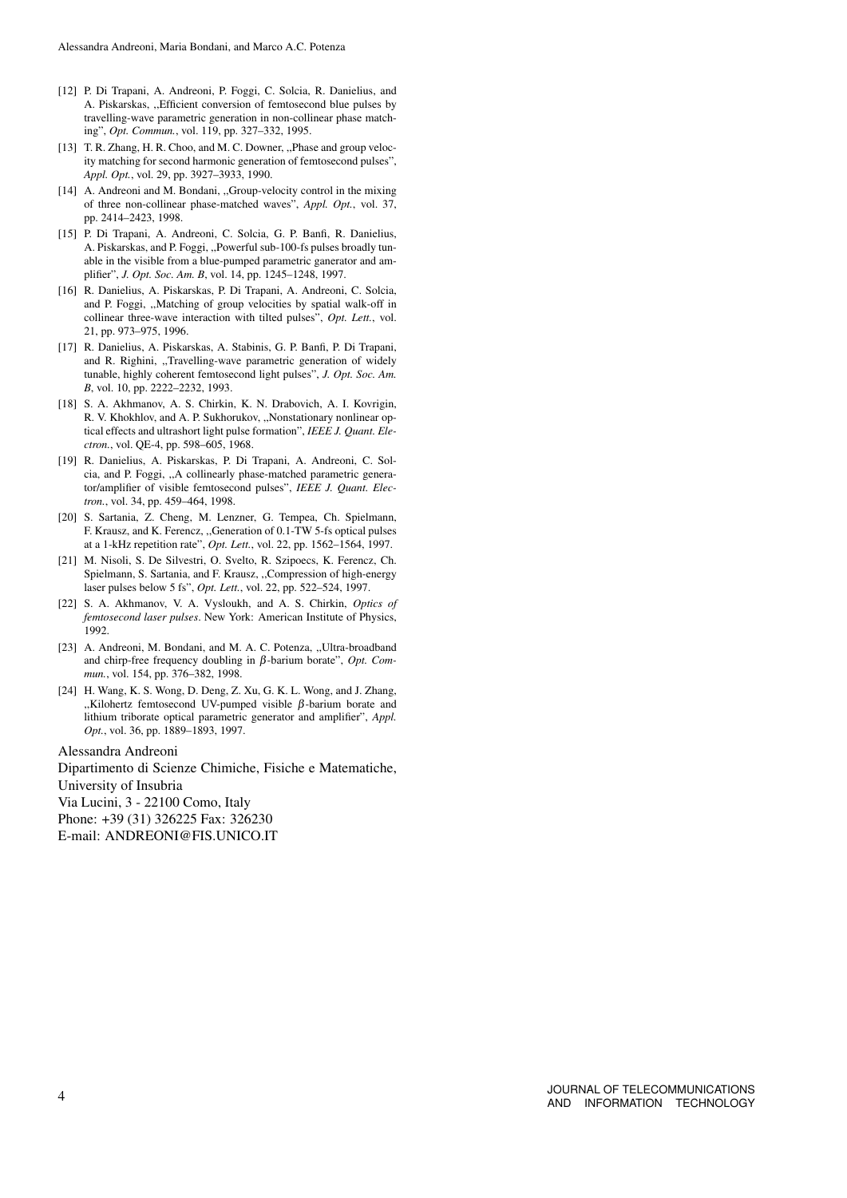[12] P. Di Trapani, A. Andreoni, P. Foggi, C. Solcia, R. Danielius, and A. Piskarskas, ,,Efficient conversion of femtosecond blue pulses by travelling-wave parametric generation in non-collinear phase matching", *Opt. Commun.*, vol. 119, pp. 327–332, 1995.

[13] T. R. Zhang, H. R. Choo, and M. C. Downer, ,,Phase and group velocity matching for second harmonic generation of femtosecond pulses", *Appl. Opt.*, vol. 29, pp. 3927–3933, 1990.

[14] A. Andreoni and M. Bondani, ,,Group-velocity control in the mixing of three non-collinear phase-matched waves", *Appl. Opt.*, vol. 37, pp. 2414–2423, 1998.

[15] P. Di Trapani, A. Andreoni, C. Solcia, G. P. Banfi, R. Danielius, A. Piskarskas, and P. Foggi, ,,Powerful sub-100-fs pulses broadly tunable in the visible from a blue-pumped parametric ganerator and amplifier", *J. Opt. Soc. Am. B*, vol. 14, pp. 1245–1248, 1997.

[16] R. Danielius, A. Piskarskas, P. Di Trapani, A. Andreoni, C. Solcia, and P. Foggi, ,,Matching of group velocities by spatial walk-off in collinear three-wave interaction with tilted pulses", *Opt. Lett.*, vol. 21, pp. 973–975, 1996.

[17] R. Danielius, A. Piskarskas, A. Stabinis, G. P. Banfi, P. Di Trapani, and R. Righini, ,,Travelling-wave parametric generation of widely tunable, highly coherent femtosecond light pulses", *J. Opt. Soc. Am. B*, vol. 10, pp. 2222–2232, 1993.

[18] S. A. Akhmanov, A. S. Chirkin, K. N. Drabovich, A. I. Kovrigin, R. V. Khokhlov, and A. P. Sukhorukov, ,,Nonstationary nonlinear optical effects and ultrashort light pulse formation", *IEEE J. Quant. Electron.*, vol. QE-4, pp. 598–605, 1968.

[19] R. Danielius, A. Piskarskas, P. Di Trapani, A. Andreoni, C. Solcia, and P. Foggi, ,,A collinearly phase-matched parametric generator/amplifier of visible femtosecond pulses", *IEEE J. Quant. Electron.*, vol. 34, pp. 459–464, 1998.

[20] S. Sartania, Z. Cheng, M. Lenzner, G. Tempea, Ch. Spielmann, F. Krausz, and K. Ferencz, ,,Generation of 0.1-TW 5-fs optical pulses at a 1-kHz repetition rate", *Opt. Lett.*, vol. 22, pp. 1562–1564, 1997.

[21] M. Nisoli, S. De Silvestri, O. Svelto, R. Szipoecs, K. Ferencz, Ch. Spielmann, S. Sartania, and F. Krausz, ,,Compression of high-energy laser pulses below 5 fs", *Opt. Lett.*, vol. 22, pp. 522–524, 1997.

[22] S. A. Akhmanov, V. A. Vysloukh, and A. S. Chirkin, *Optics of femtosecond laser pulses*. New York: American Institute of Physics, 1992.

[23] A. Andreoni, M. Bondani, and M. A. C. Potenza, ,,Ultra-broadband and chirp-free frequency doubling in $\beta$-barium borate", *Opt. Commun.*, vol. 154, pp. 376–382, 1998.

[24] H. Wang, K. S. Wong, D. Deng, Z. Xu, G. K. L. Wong, and J. Zhang, ,,Kilohertz femtosecond UV-pumped visible $\beta$-barium borate and lithium triborate optical parametric generator and amplifier", *Appl. Opt.*, vol. 36, pp. 1889–1893, 1997.

Alessandra Andreoni
Dipartimento di Scienze Chimiche, Fisiche e Matematiche,
University of Insubria
Via Lucini, 3 - 22100 Como, Italy
Phone: +39 (31) 326225 Fax: 326230
E-mail: ANDREONI@FIS.UNICO.IT